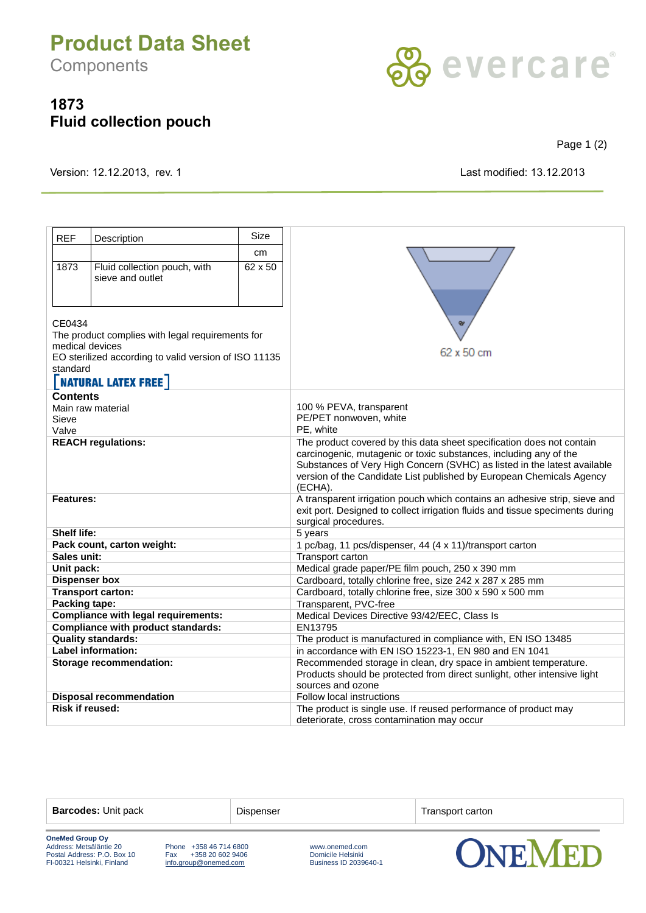# Product Data Sheet

Components

evercare

## 1873
## Fluid collection pouch

Version: 12.12.2013, rev. 1

Last modified: 13.12.2013

| REF | Description | Size |
|---|---|---|
| | | cm |
| 1873 | Fluid collection pouch, with sieve and outlet | 62 x 50 |

CE0434
The product complies with legal requirements for medical devices
EO sterilized according to valid version of ISO 11135 standard

[NATURAL LATEX FREE]

62 x 50 cm

| | |
|---|---|
| **Contents** | |
| Main raw material | 100 % PEVA, transparent |
| Sieve | PE/PET nonwoven, white |
| Valve | PE, white |
| **REACH regulations:** | The product covered by this data sheet specification does not contain carcinogenic, mutagenic or toxic substances, including any of the Substances of Very High Concern (SVHC) as listed in the latest available version of the Candidate List published by European Chemicals Agency (ECHA). |
| **Features:** | A transparent irrigation pouch which contains an adhesive strip, sieve and exit port. Designed to collect irrigation fluids and tissue speciments during surgical procedures. |
| **Shelf life:** | 5 years |
| **Pack count, carton weight:** | 1 pc/bag, 11 pcs/dispenser, 44 (4 x 11)/transport carton |
| **Sales unit:** | Transport carton |
| **Unit pack:** | Medical grade paper/PE film pouch, 250 x 390 mm |
| **Dispenser box** | Cardboard, totally chlorine free, size 242 x 287 x 285 mm |
| **Transport carton:** | Cardboard, totally chlorine free, size 300 x 590 x 500 mm |
| **Packing tape:** | Transparent, PVC-free |
| **Compliance with legal requirements:** | Medical Devices Directive 93/42/EEC, Class Is |
| **Compliance with product standards:** | EN13795 |
| **Quality standards:** | The product is manufactured in compliance with, EN ISO 13485 |
| **Label information:** | in accordance with EN ISO 15223-1, EN 980 and EN 1041 |
| **Storage recommendation:** | Recommended storage in clean, dry space in ambient temperature. Products should be protected from direct sunlight, other intensive light sources and ozone |
| **Disposal recommendation** | Follow local instructions |
| **Risk if reused:** | The product is single use. If reused performance of product may deteriorate, cross contamination may occur |

| **Barcodes:** Unit pack | Dispenser | Transport carton |
|---|---|---|

**OneMed Group Oy**
Address: Metsäläntie 20
Postal Address: P.O. Box 10
FI-00321 Helsinki, Finland

Phone +358 46 714 6800
Fax +358 20 602 9406
info.group@onemed.com

www.onemed.com
Domicile Helsinki
Business ID 2039640-1

ONEMED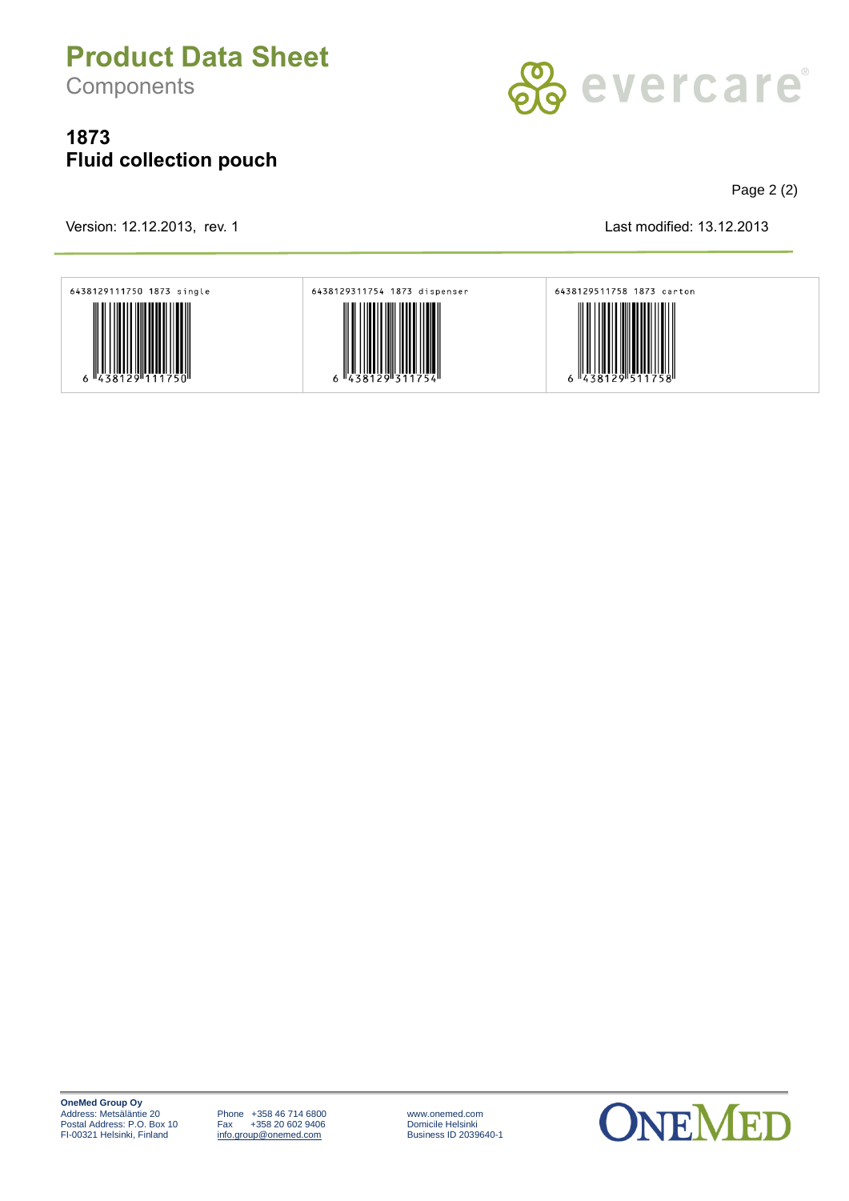| 6438129111750 1873 single | 6438129311754 1873 dispenser | 6438129511758 1873 carton |
|---|---|---|
| 6 438129 111750 | 6 438129 311754 | 6 438129 511758 |